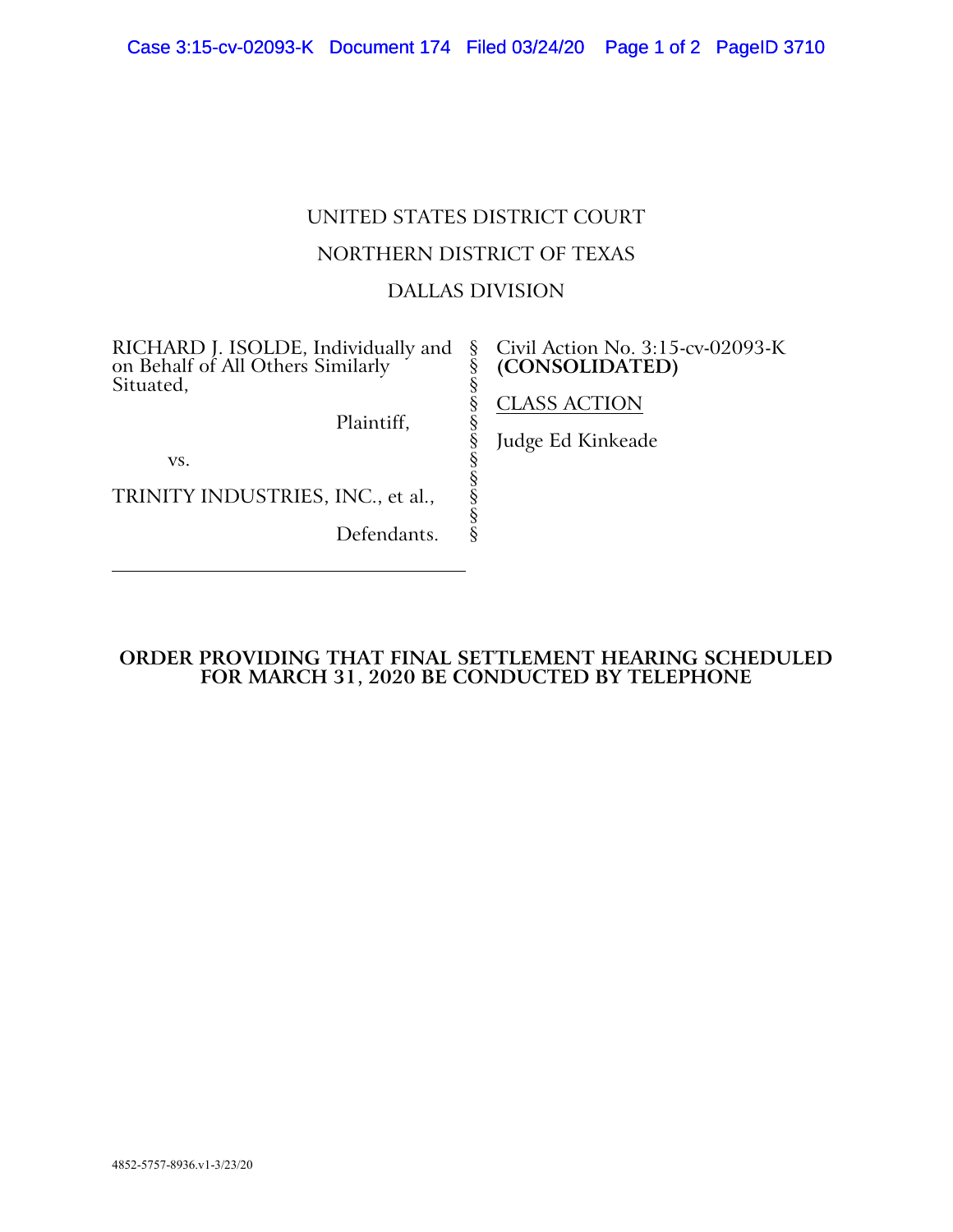UNITED STATES DISTRICT COURT

NORTHERN DISTRICT OF TEXAS

DALLAS DIVISION

| | | |
|---|---|---|
| RICHARD J. ISOLDE, Individually and on Behalf of All Others Similarly Situated,<br><br>Plaintiff,<br><br>vs.<br><br>TRINITY INDUSTRIES, INC., et al.,<br><br>Defendants. | §<br>§<br>§<br>§<br>§<br>§<br>§<br>§<br>§<br>§ | Civil Action No. 3:15-cv-02093-K<br>**(CONSOLIDATED)**<br><br>CLASS ACTION<br><br>Judge Ed Kinkeade |

**ORDER PROVIDING THAT FINAL SETTLEMENT HEARING SCHEDULED FOR MARCH 31, 2020 BE CONDUCTED BY TELEPHONE**

4852-5757-8936.v1-3/23/20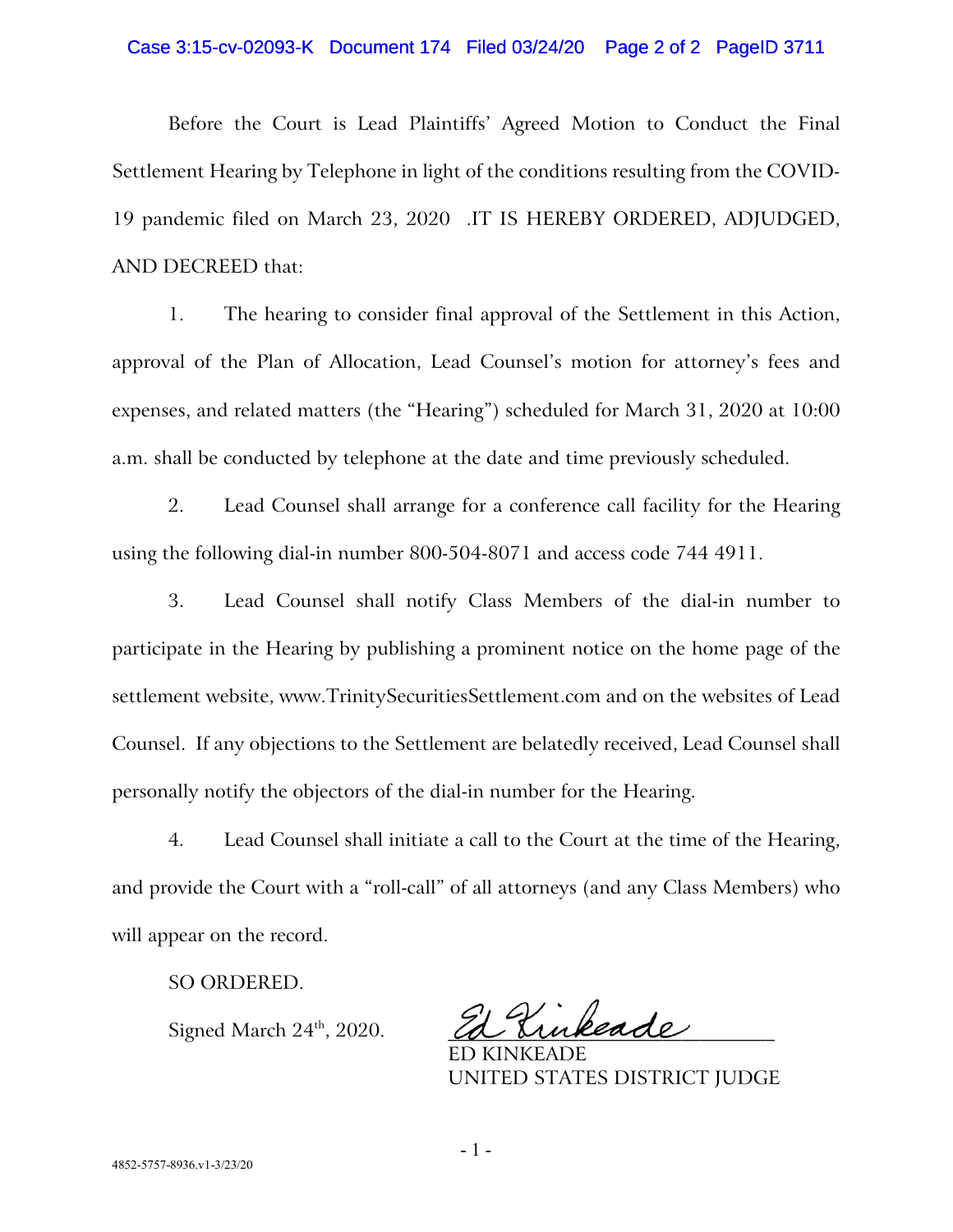Before the Court is Lead Plaintiffs' Agreed Motion to Conduct the Final Settlement Hearing by Telephone in light of the conditions resulting from the COVID-19 pandemic filed on March 23, 2020 .IT IS HEREBY ORDERED, ADJUDGED, AND DECREED that:

1. The hearing to consider final approval of the Settlement in this Action, approval of the Plan of Allocation, Lead Counsel's motion for attorney's fees and expenses, and related matters (the "Hearing") scheduled for March 31, 2020 at 10:00 a.m. shall be conducted by telephone at the date and time previously scheduled.

2. Lead Counsel shall arrange for a conference call facility for the Hearing using the following dial-in number 800-504-8071 and access code 744 4911.

3. Lead Counsel shall notify Class Members of the dial-in number to participate in the Hearing by publishing a prominent notice on the home page of the settlement website, www.TrinitySecuritiesSettlement.com and on the websites of Lead Counsel. If any objections to the Settlement are belatedly received, Lead Counsel shall personally notify the objectors of the dial-in number for the Hearing.

4. Lead Counsel shall initiate a call to the Court at the time of the Hearing, and provide the Court with a "roll-call" of all attorneys (and any Class Members) who will appear on the record.

SO ORDERED.

Signed March 24th, 2020.

Ed Kinkeade
ED KINKEADE
UNITED STATES DISTRICT JUDGE

4852-5757-8936.v1-3/23/20